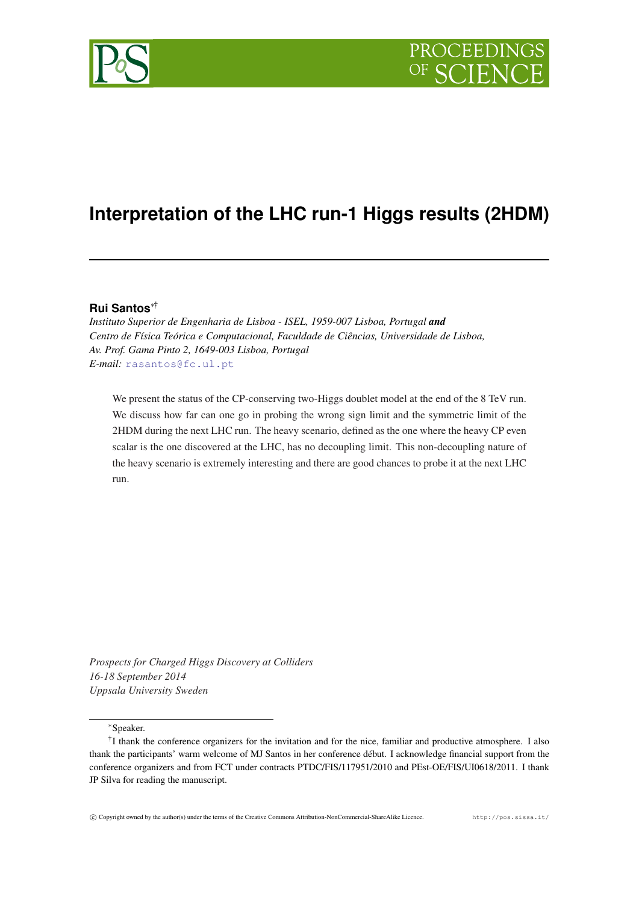# Interpretation of the LHC run-1 Higgs results (2HDM)

**Rui Santos**[*†]

*Instituto Superior de Engenharia de Lisboa - ISEL, 1959-007 Lisboa, Portugal* ***and***
*Centro de Física Teórica e Computacional, Faculdade de Ciências, Universidade de Lisboa, Av. Prof. Gama Pinto 2, 1649-003 Lisboa, Portugal*
*E-mail:* rasantos@fc.ul.pt

We present the status of the CP-conserving two-Higgs doublet model at the end of the 8 TeV run. We discuss how far can one go in probing the wrong sign limit and the symmetric limit of the 2HDM during the next LHC run. The heavy scenario, defined as the one where the heavy CP even scalar is the one discovered at the LHC, has no decoupling limit. This non-decoupling nature of the heavy scenario is extremely interesting and there are good chances to probe it at the next LHC run.

*Prospects for Charged Higgs Discovery at Colliders*
*16-18 September 2014*
*Uppsala University Sweden*

---

[*] Speaker.

[†] I thank the conference organizers for the invitation and for the nice, familiar and productive atmosphere. I also thank the participants' warm welcome of MJ Santos in her conference début. I acknowledge financial support from the conference organizers and from FCT under contracts PTDC/FIS/117951/2010 and PEst-OE/FIS/UI0618/2011. I thank JP Silva for reading the manuscript.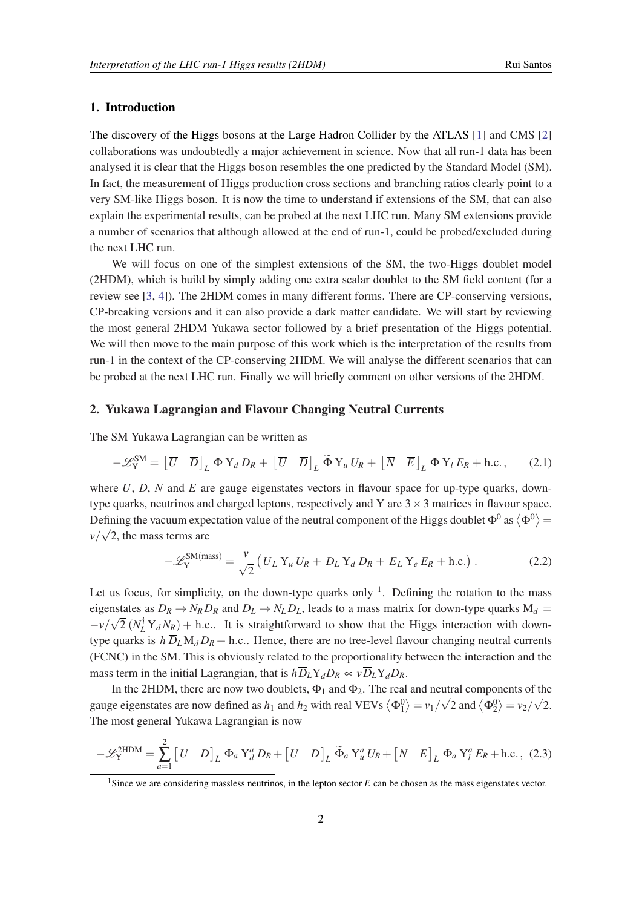## 1. Introduction

The discovery of the Higgs bosons at the Large Hadron Collider by the ATLAS [1] and CMS [2] collaborations was undoubtedly a major achievement in science. Now that all run-1 data has been analysed it is clear that the Higgs boson resembles the one predicted by the Standard Model (SM). In fact, the measurement of Higgs production cross sections and branching ratios clearly point to a very SM-like Higgs boson. It is now the time to understand if extensions of the SM, that can also explain the experimental results, can be probed at the next LHC run. Many SM extensions provide a number of scenarios that although allowed at the end of run-1, could be probed/excluded during the next LHC run.

We will focus on one of the simplest extensions of the SM, the two-Higgs doublet model (2HDM), which is build by simply adding one extra scalar doublet to the SM field content (for a review see [3, 4]). The 2HDM comes in many different forms. There are CP-conserving versions, CP-breaking versions and it can also provide a dark matter candidate. We will start by reviewing the most general 2HDM Yukawa sector followed by a brief presentation of the Higgs potential. We will then move to the main purpose of this work which is the interpretation of the results from run-1 in the context of the CP-conserving 2HDM. We will analyse the different scenarios that can be probed at the next LHC run. Finally we will briefly comment on other versions of the 2HDM.

## 2. Yukawa Lagrangian and Flavour Changing Neutral Currents

The SM Yukawa Lagrangian can be written as

$$-\mathscr{L}_{\rm Y}^{\rm SM} = \begin{bmatrix}\overline{U} & \overline{D}\end{bmatrix}_L \Phi\, {\rm Y}_d\, D_R + \begin{bmatrix}\overline{U} & \overline{D}\end{bmatrix}_L \widetilde{\Phi}\, {\rm Y}_u\, U_R + \begin{bmatrix}\overline{N} & \overline{E}\end{bmatrix}_L \Phi\, {\rm Y}_l\, E_R + \text{h.c.}\,, \qquad (2.1)$$

where $U$, $D$, $N$ and $E$ are gauge eigenstates vectors in flavour space for up-type quarks, down-type quarks, neutrinos and charged leptons, respectively and Y are $3\times 3$ matrices in flavour space. Defining the vacuum expectation value of the neutral component of the Higgs doublet $\Phi^0$ as $\langle \Phi^0 \rangle = v/\sqrt{2}$, the mass terms are

$$-\mathscr{L}_{\rm Y}^{\rm SM(mass)} = \frac{v}{\sqrt{2}} \left( \overline{U}_L\, {\rm Y}_u\, U_R + \overline{D}_L\, {\rm Y}_d\, D_R + \overline{E}_L\, {\rm Y}_e\, E_R + \text{h.c.}\right) . \qquad (2.2)$$

Let us focus, for simplicity, on the down-type quarks only [1]. Defining the rotation to the mass eigenstates as $D_R \to N_R D_R$ and $D_L \to N_L D_L$, leads to a mass matrix for down-type quarks ${\rm M}_d = -v/\sqrt{2}\,(N_L^\dagger\, {\rm Y}_d\, N_R) + \text{h.c.}$. It is straightforward to show that the Higgs interaction with down-type quarks is $h\, \overline{D}_L {\rm M}_d D_R + \text{h.c.}$. Hence, there are no tree-level flavour changing neutral currents (FCNC) in the SM. This is obviously related to the proportionality between the interaction and the mass term in the initial Lagrangian, that is $h\overline{D}_L {\rm Y}_d D_R \propto v\, \overline{D}_L {\rm Y}_d D_R$.

In the 2HDM, there are now two doublets, $\Phi_1$ and $\Phi_2$. The real and neutral components of the gauge eigenstates are now defined as $h_1$ and $h_2$ with real VEVs $\langle \Phi_1^0 \rangle = v_1/\sqrt{2}$ and $\langle \Phi_2^0 \rangle = v_2/\sqrt{2}$. The most general Yukawa Lagrangian is now

$$-\mathscr{L}_{\rm Y}^{\rm 2HDM} = \sum_{a=1}^{2} \begin{bmatrix}\overline{U} & \overline{D}\end{bmatrix}_L \Phi_a\, {\rm Y}_d^a\, D_R + \begin{bmatrix}\overline{U} & \overline{D}\end{bmatrix}_L \widetilde{\Phi}_a\, {\rm Y}_u^a\, U_R + \begin{bmatrix}\overline{N} & \overline{E}\end{bmatrix}_L \Phi_a\, {\rm Y}_l^a\, E_R + \text{h.c.}\,, \quad (2.3)$$

[1] Since we are considering massless neutrinos, in the lepton sector $E$ can be chosen as the mass eigenstates vector.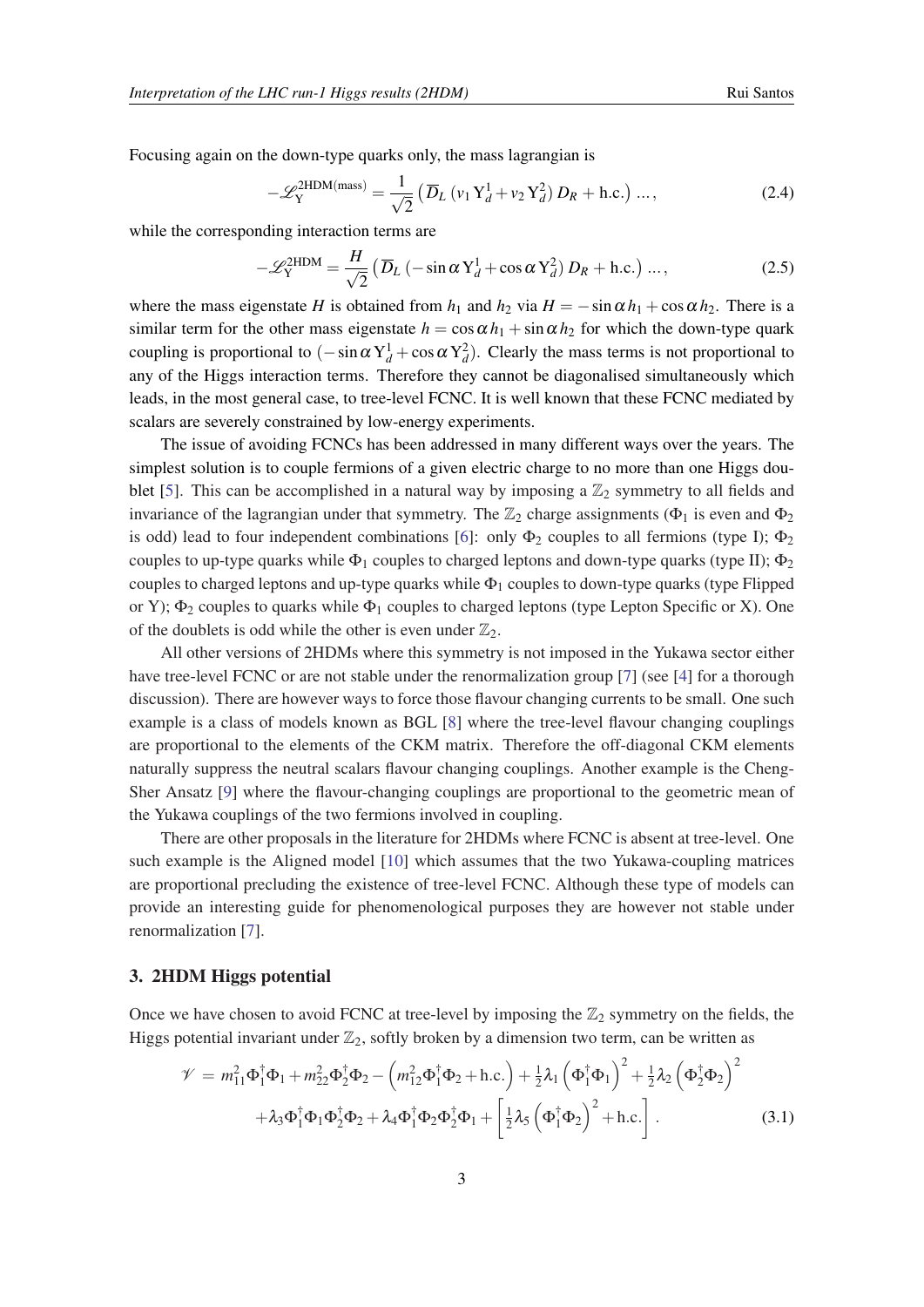Focusing again on the down-type quarks only, the mass lagrangian is

$$-\mathscr{L}_{\rm Y}^{\rm 2HDM(mass)} = \frac{1}{\sqrt{2}} \left( \overline{D}_L \left( v_1 \, {\rm Y}_d^1 + v_2 \, {\rm Y}_d^2 \right) D_R + {\rm h.c.} \right) \ldots , \tag{2.4}$$

while the corresponding interaction terms are

$$-\mathscr{L}_{\rm Y}^{\rm 2HDM} = \frac{H}{\sqrt{2}} \left( \overline{D}_L \left( -\sin\alpha \, {\rm Y}_d^1 + \cos\alpha \, {\rm Y}_d^2 \right) D_R + {\rm h.c.} \right) \ldots , \tag{2.5}$$

where the mass eigenstate $H$ is obtained from $h_1$ and $h_2$ via $H = -\sin\alpha \, h_1 + \cos\alpha \, h_2$. There is a similar term for the other mass eigenstate $h = \cos\alpha \, h_1 + \sin\alpha \, h_2$ for which the down-type quark coupling is proportional to $(-\sin\alpha \, {\rm Y}_d^1 + \cos\alpha \, {\rm Y}_d^2)$. Clearly the mass terms is not proportional to any of the Higgs interaction terms. Therefore they cannot be diagonalised simultaneously which leads, in the most general case, to tree-level FCNC. It is well known that these FCNC mediated by scalars are severely constrained by low-energy experiments.

The issue of avoiding FCNCs has been addressed in many different ways over the years. The simplest solution is to couple fermions of a given electric charge to no more than one Higgs doublet [5]. This can be accomplished in a natural way by imposing a $\mathbb{Z}_2$ symmetry to all fields and invariance of the lagrangian under that symmetry. The $\mathbb{Z}_2$ charge assignments ($\Phi_1$ is even and $\Phi_2$ is odd) lead to four independent combinations [6]: only $\Phi_2$ couples to all fermions (type I); $\Phi_2$ couples to up-type quarks while $\Phi_1$ couples to charged leptons and down-type quarks (type II); $\Phi_2$ couples to charged leptons and up-type quarks while $\Phi_1$ couples to down-type quarks (type Flipped or Y); $\Phi_2$ couples to quarks while $\Phi_1$ couples to charged leptons (type Lepton Specific or X). One of the doublets is odd while the other is even under $\mathbb{Z}_2$.

All other versions of 2HDMs where this symmetry is not imposed in the Yukawa sector either have tree-level FCNC or are not stable under the renormalization group [7] (see [4] for a thorough discussion). There are however ways to force those flavour changing currents to be small. One such example is a class of models known as BGL [8] where the tree-level flavour changing couplings are proportional to the elements of the CKM matrix. Therefore the off-diagonal CKM elements naturally suppress the neutral scalars flavour changing couplings. Another example is the Cheng-Sher Ansatz [9] where the flavour-changing couplings are proportional to the geometric mean of the Yukawa couplings of the two fermions involved in coupling.

There are other proposals in the literature for 2HDMs where FCNC is absent at tree-level. One such example is the Aligned model [10] which assumes that the two Yukawa-coupling matrices are proportional precluding the existence of tree-level FCNC. Although these type of models can provide an interesting guide for phenomenological purposes they are however not stable under renormalization [7].

## 3. 2HDM Higgs potential

Once we have chosen to avoid FCNC at tree-level by imposing the $\mathbb{Z}_2$ symmetry on the fields, the Higgs potential invariant under $\mathbb{Z}_2$, softly broken by a dimension two term, can be written as

$$\begin{aligned} \mathscr{V} \, = \, & m_{11}^2 \Phi_1^\dagger \Phi_1 + m_{22}^2 \Phi_2^\dagger \Phi_2 - \left( m_{12}^2 \Phi_1^\dagger \Phi_2 + {\rm h.c.} \right) + \tfrac{1}{2} \lambda_1 \left( \Phi_1^\dagger \Phi_1 \right)^2 + \tfrac{1}{2} \lambda_2 \left( \Phi_2^\dagger \Phi_2 \right)^2 \\ & + \lambda_3 \Phi_1^\dagger \Phi_1 \Phi_2^\dagger \Phi_2 + \lambda_4 \Phi_1^\dagger \Phi_2 \Phi_2^\dagger \Phi_1 + \left[ \tfrac{1}{2} \lambda_5 \left( \Phi_1^\dagger \Phi_2 \right)^2 + {\rm h.c.} \right] . \end{aligned} \tag{3.1}$$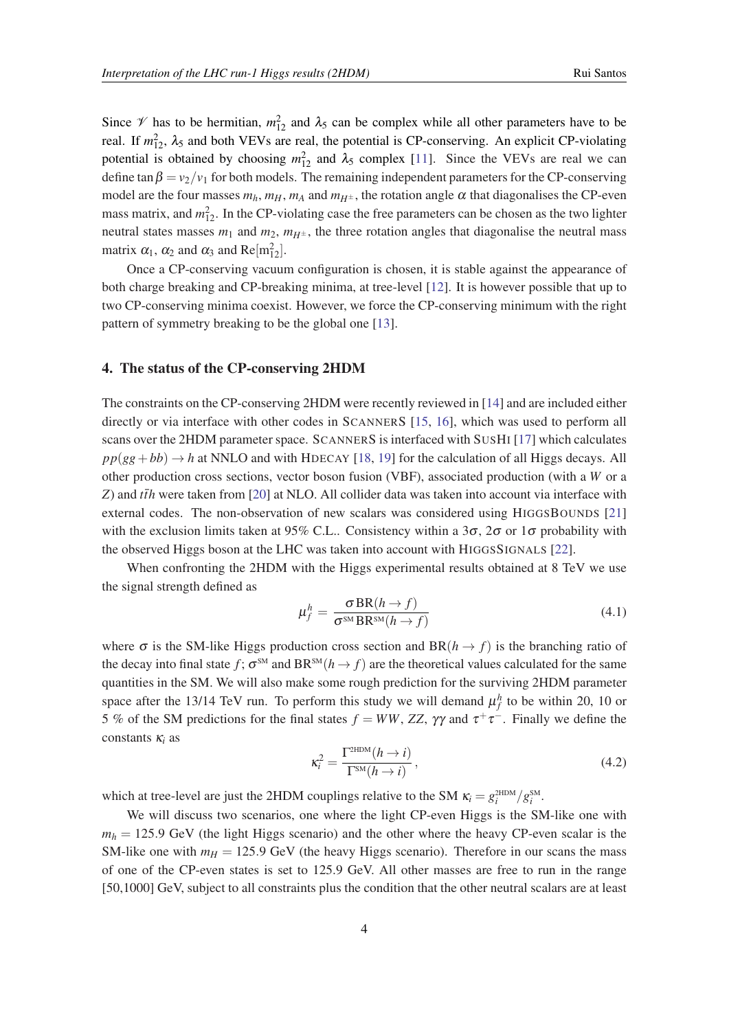Since $\mathscr{V}$ has to be hermitian, $m_{12}^2$ and $\lambda_5$ can be complex while all other parameters have to be real. If $m_{12}^2$, $\lambda_5$ and both VEVs are real, the potential is CP-conserving. An explicit CP-violating potential is obtained by choosing $m_{12}^2$ and $\lambda_5$ complex [11]. Since the VEVs are real we can define $\tan\beta = v_2/v_1$ for both models. The remaining independent parameters for the CP-conserving model are the four masses $m_h$, $m_H$, $m_A$ and $m_{H^\pm}$, the rotation angle $\alpha$ that diagonalises the CP-even mass matrix, and $m_{12}^2$. In the CP-violating case the free parameters can be chosen as the two lighter neutral states masses $m_1$ and $m_2$, $m_{H^\pm}$, the three rotation angles that diagonalise the neutral mass matrix $\alpha_1$, $\alpha_2$ and $\alpha_3$ and $\mathrm{Re}[m_{12}^2]$.

Once a CP-conserving vacuum configuration is chosen, it is stable against the appearance of both charge breaking and CP-breaking minima, at tree-level [12]. It is however possible that up to two CP-conserving minima coexist. However, we force the CP-conserving minimum with the right pattern of symmetry breaking to be the global one [13].

## 4. The status of the CP-conserving 2HDM

The constraints on the CP-conserving 2HDM were recently reviewed in [14] and are included either directly or via interface with other codes in ScannerS [15, 16], which was used to perform all scans over the 2HDM parameter space. ScannerS is interfaced with SusHi [17] which calculates $pp(gg+bb) \to h$ at NNLO and with Hdecay [18, 19] for the calculation of all Higgs decays. All other production cross sections, vector boson fusion (VBF), associated production (with a $W$ or a $Z$) and $t\bar{t}h$ were taken from [20] at NLO. All collider data was taken into account via interface with external codes. The non-observation of new scalars was considered using HiggsBounds [21] with the exclusion limits taken at 95% C.L.. Consistency within a $3\sigma$, $2\sigma$ or $1\sigma$ probability with the observed Higgs boson at the LHC was taken into account with HiggsSignals [22].

When confronting the 2HDM with the Higgs experimental results obtained at 8 TeV we use the signal strength defined as

$$\mu_f^h = \frac{\sigma\, \mathrm{BR}(h \to f)}{\sigma^{\text{SM}}\, \mathrm{BR}^{\text{SM}}(h \to f)} \tag{4.1}$$

where $\sigma$ is the SM-like Higgs production cross section and $\mathrm{BR}(h \to f)$ is the branching ratio of the decay into final state $f$; $\sigma^{\text{SM}}$ and $\mathrm{BR}^{\text{SM}}(h \to f)$ are the theoretical values calculated for the same quantities in the SM. We will also make some rough prediction for the surviving 2HDM parameter space after the 13/14 TeV run. To perform this study we will demand $\mu_f^h$ to be within 20, 10 or 5 % of the SM predictions for the final states $f = WW$, $ZZ$, $\gamma\gamma$ and $\tau^+\tau^-$. Finally we define the constants $\kappa_i$ as

$$\kappa_i^2 = \frac{\Gamma^{\text{2HDM}}(h \to i)}{\Gamma^{\text{SM}}(h \to i)}\,, \tag{4.2}$$

which at tree-level are just the 2HDM couplings relative to the SM $\kappa_i = g_i^{\text{2HDM}}/g_i^{\text{SM}}$.

We will discuss two scenarios, one where the light CP-even Higgs is the SM-like one with $m_h = 125.9$ GeV (the light Higgs scenario) and the other where the heavy CP-even scalar is the SM-like one with $m_H = 125.9$ GeV (the heavy Higgs scenario). Therefore in our scans the mass of one of the CP-even states is set to 125.9 GeV. All other masses are free to run in the range [50,1000] GeV, subject to all constraints plus the condition that the other neutral scalars are at least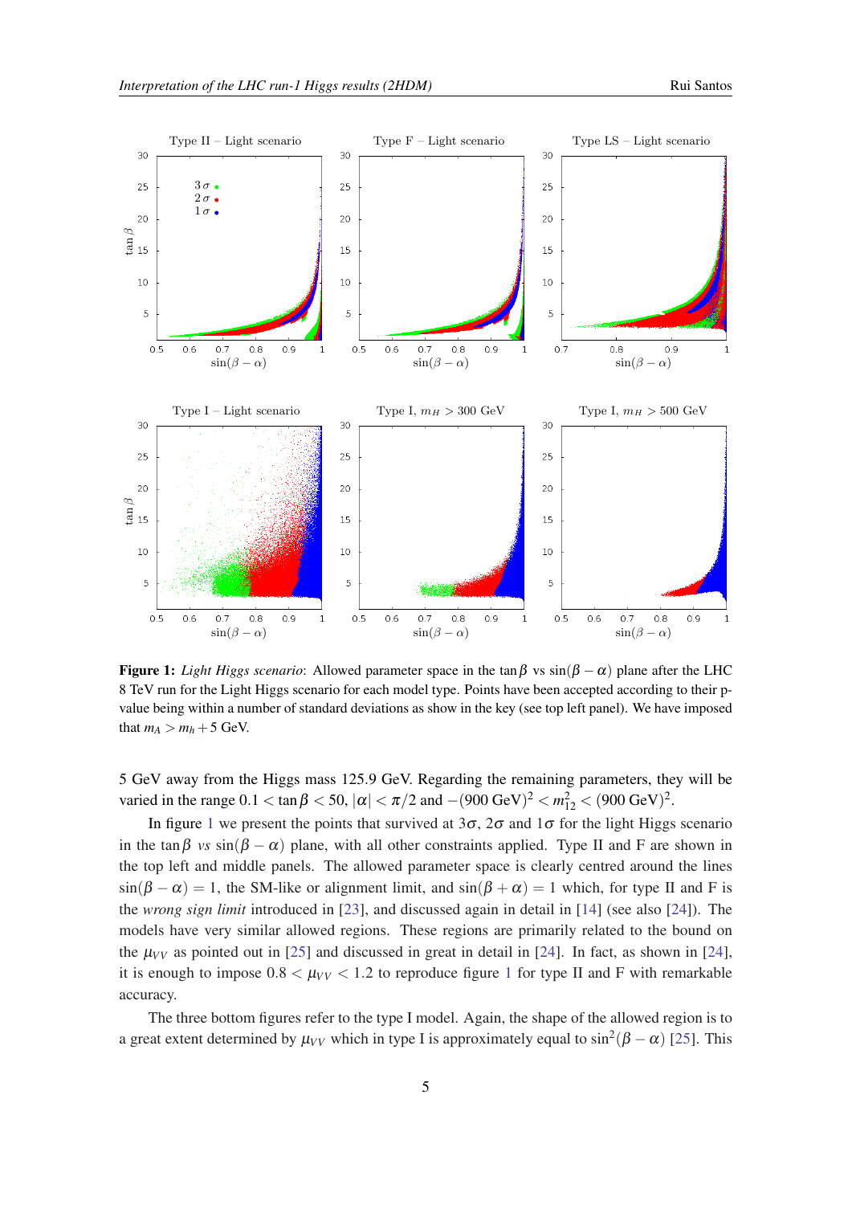**Figure 1:** *Light Higgs scenario*: Allowed parameter space in the $\tan\beta$ vs $\sin(\beta-\alpha)$ plane after the LHC 8 TeV run for the Light Higgs scenario for each model type. Points have been accepted according to their p-value being within a number of standard deviations as show in the key (see top left panel). We have imposed that $m_A > m_h + 5$ GeV.

5 GeV away from the Higgs mass 125.9 GeV. Regarding the remaining parameters, they will be varied in the range $0.1 < \tan\beta < 50$, $|\alpha| < \pi/2$ and $-(900\text{ GeV})^2 < m_{12}^2 < (900\text{ GeV})^2$.

In figure 1 we present the points that survived at $3\sigma$, $2\sigma$ and $1\sigma$ for the light Higgs scenario in the $\tan\beta$ *vs* $\sin(\beta-\alpha)$ plane, with all other constraints applied. Type II and F are shown in the top left and middle panels. The allowed parameter space is clearly centred around the lines $\sin(\beta-\alpha) = 1$, the SM-like or alignment limit, and $\sin(\beta+\alpha) = 1$ which, for type II and F is the *wrong sign limit* introduced in [23], and discussed again in detail in [14] (see also [24]). The models have very similar allowed regions. These regions are primarily related to the bound on the $\mu_{VV}$ as pointed out in [25] and discussed in great in detail in [24]. In fact, as shown in [24], it is enough to impose $0.8 < \mu_{VV} < 1.2$ to reproduce figure 1 for type II and F with remarkable accuracy.

The three bottom figures refer to the type I model. Again, the shape of the allowed region is to a great extent determined by $\mu_{VV}$ which in type I is approximately equal to $\sin^2(\beta-\alpha)$ [25]. This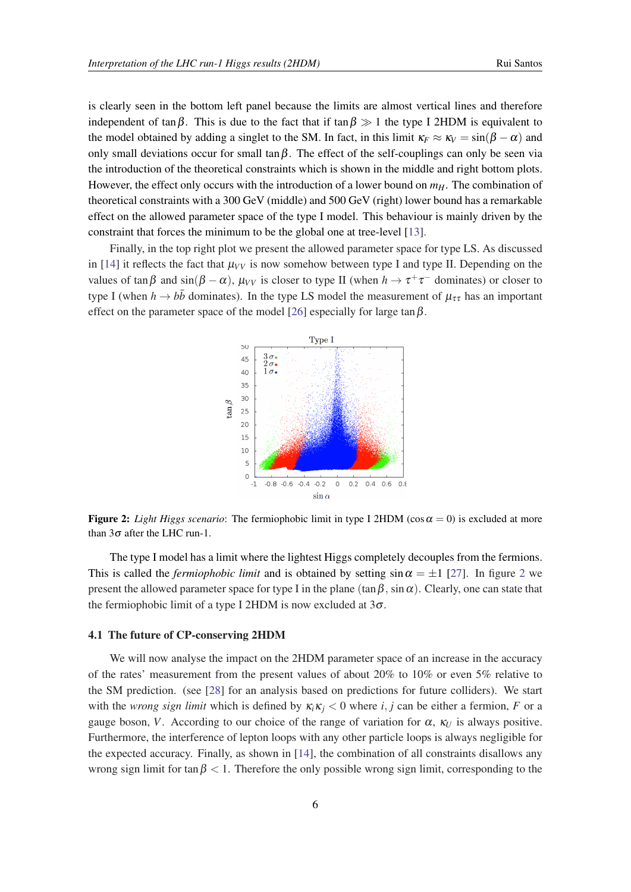is clearly seen in the bottom left panel because the limits are almost vertical lines and therefore independent of $\tan\beta$. This is due to the fact that if $\tan\beta \gg 1$ the type I 2HDM is equivalent to the model obtained by adding a singlet to the SM. In fact, in this limit $\kappa_F \approx \kappa_V = \sin(\beta-\alpha)$ and only small deviations occur for small $\tan\beta$. The effect of the self-couplings can only be seen via the introduction of the theoretical constraints which is shown in the middle and right bottom plots. However, the effect only occurs with the introduction of a lower bound on $m_H$. The combination of theoretical constraints with a 300 GeV (middle) and 500 GeV (right) lower bound has a remarkable effect on the allowed parameter space of the type I model. This behaviour is mainly driven by the constraint that forces the minimum to be the global one at tree-level [13].

Finally, in the top right plot we present the allowed parameter space for type LS. As discussed in [14] it reflects the fact that $\mu_{VV}$ is now somehow between type I and type II. Depending on the values of $\tan\beta$ and $\sin(\beta-\alpha)$, $\mu_{VV}$ is closer to type II (when $h \to \tau^+\tau^-$ dominates) or closer to type I (when $h \to b\bar{b}$ dominates). In the type LS model the measurement of $\mu_{\tau\tau}$ has an important effect on the parameter space of the model [26] especially for large $\tan\beta$.

**Figure 2:** *Light Higgs scenario*: The fermiophobic limit in type I 2HDM ($\cos\alpha = 0$) is excluded at more than $3\sigma$ after the LHC run-1.

The type I model has a limit where the lightest Higgs completely decouples from the fermions. This is called the *fermiophobic limit* and is obtained by setting $\sin\alpha = \pm 1$ [27]. In figure 2 we present the allowed parameter space for type I in the plane $(\tan\beta, \sin\alpha)$. Clearly, one can state that the fermiophobic limit of a type I 2HDM is now excluded at $3\sigma$.

### 4.1 The future of CP-conserving 2HDM

We will now analyse the impact on the 2HDM parameter space of an increase in the accuracy of the rates' measurement from the present values of about 20% to 10% or even 5% relative to the SM prediction. (see [28] for an analysis based on predictions for future colliders). We start with the *wrong sign limit* which is defined by $\kappa_i \kappa_j < 0$ where $i, j$ can be either a fermion, $F$ or a gauge boson, $V$. According to our choice of the range of variation for $\alpha$, $\kappa_U$ is always positive. Furthermore, the interference of lepton loops with any other particle loops is always negligible for the expected accuracy. Finally, as shown in [14], the combination of all constraints disallows any wrong sign limit for $\tan\beta < 1$. Therefore the only possible wrong sign limit, corresponding to the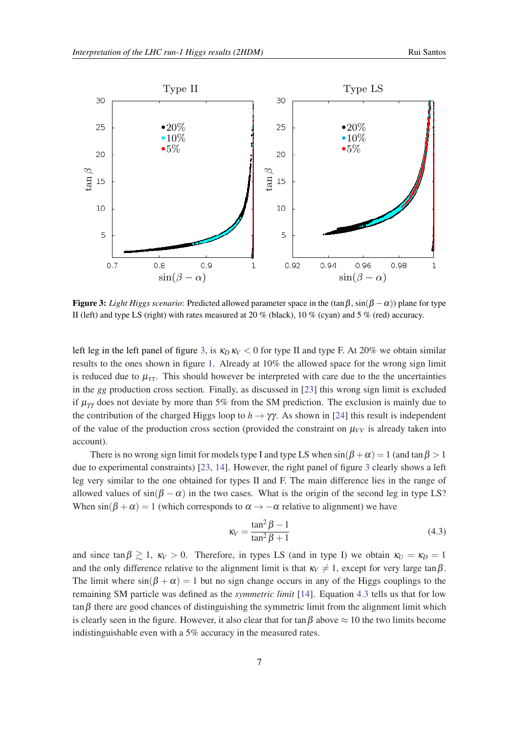**Figure 3:** *Light Higgs scenario*: Predicted allowed parameter space in the ($\tan\beta$, $\sin(\beta-\alpha)$) plane for type II (left) and type LS (right) with rates measured at 20 % (black), 10 % (cyan) and 5 % (red) accuracy.

left leg in the left panel of figure 3, is $\kappa_D\,\kappa_V < 0$ for type II and type F. At 20% we obtain similar results to the ones shown in figure 1. Already at 10% the allowed space for the wrong sign limit is reduced due to $\mu_{\tau\tau}$. This should however be interpreted with care due to the the uncertainties in the $gg$ production cross section. Finally, as discussed in [23] this wrong sign limit is excluded if $\mu_{\gamma\gamma}$ does not deviate by more than 5% from the SM prediction. The exclusion is mainly due to the contribution of the charged Higgs loop to $h \to \gamma\gamma$. As shown in [24] this result is independent of the value of the production cross section (provided the constraint on $\mu_{VV}$ is already taken into account).

There is no wrong sign limit for models type I and type LS when $\sin(\beta+\alpha) = 1$ (and $\tan\beta > 1$ due to experimental constraints) [23, 14]. However, the right panel of figure 3 clearly shows a left leg very similar to the one obtained for types II and F. The main difference lies in the range of allowed values of $\sin(\beta-\alpha)$ in the two cases. What is the origin of the second leg in type LS? When $\sin(\beta+\alpha) = 1$ (which corresponds to $\alpha \to -\alpha$ relative to alignment) we have

$$\kappa_V = \frac{\tan^2\beta - 1}{\tan^2\beta + 1} \tag{4.3}$$

and since $\tan\beta \gtrsim 1$, $\kappa_V > 0$. Therefore, in types LS (and in type I) we obtain $\kappa_U = \kappa_D = 1$ and the only difference relative to the alignment limit is that $\kappa_V \neq 1$, except for very large $\tan\beta$. The limit where $\sin(\beta+\alpha) = 1$ but no sign change occurs in any of the Higgs couplings to the remaining SM particle was defined as the *symmetric limit* [14]. Equation 4.3 tells us that for low $\tan\beta$ there are good chances of distinguishing the symmetric limit from the alignment limit which is clearly seen in the figure. However, it also clear that for $\tan\beta$ above $\approx 10$ the two limits become indistinguishable even with a 5% accuracy in the measured rates.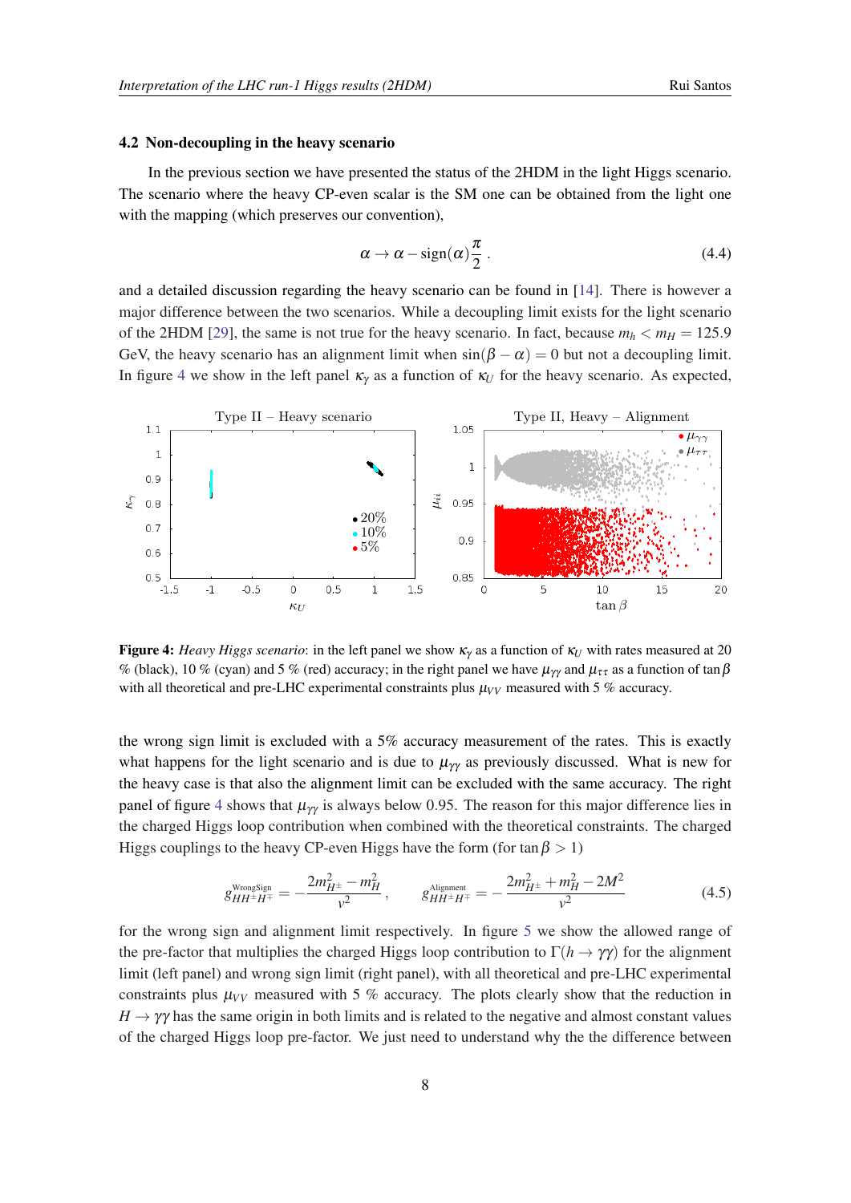### 4.2 Non-decoupling in the heavy scenario

In the previous section we have presented the status of the 2HDM in the light Higgs scenario. The scenario where the heavy CP-even scalar is the SM one can be obtained from the light one with the mapping (which preserves our convention),

$$\alpha \to \alpha - \text{sign}(\alpha)\frac{\pi}{2}\,. \tag{4.4}$$

and a detailed discussion regarding the heavy scenario can be found in [14]. There is however a major difference between the two scenarios. While a decoupling limit exists for the light scenario of the 2HDM [29], the same is not true for the heavy scenario. In fact, because $m_h < m_H = 125.9$ GeV, the heavy scenario has an alignment limit when $\sin(\beta - \alpha) = 0$ but not a decoupling limit. In figure 4 we show in the left panel $\kappa_\gamma$ as a function of $\kappa_U$ for the heavy scenario. As expected,

**Figure 4:** *Heavy Higgs scenario*: in the left panel we show $\kappa_\gamma$ as a function of $\kappa_U$ with rates measured at 20 % (black), 10 % (cyan) and 5 % (red) accuracy; in the right panel we have $\mu_{\gamma\gamma}$ and $\mu_{\tau\tau}$ as a function of $\tan\beta$ with all theoretical and pre-LHC experimental constraints plus $\mu_{VV}$ measured with 5 % accuracy.

the wrong sign limit is excluded with a 5% accuracy measurement of the rates. This is exactly what happens for the light scenario and is due to $\mu_{\gamma\gamma}$ as previously discussed. What is new for the heavy case is that also the alignment limit can be excluded with the same accuracy. The right panel of figure 4 shows that $\mu_{\gamma\gamma}$ is always below 0.95. The reason for this major difference lies in the charged Higgs loop contribution when combined with the theoretical constraints. The charged Higgs couplings to the heavy CP-even Higgs have the form (for $\tan\beta > 1$)

$$g^{\text{WrongSign}}_{HH^\pm H^\mp} = -\frac{2m^2_{H^\pm} - m^2_H}{v^2}\,, \qquad g^{\text{Alignment}}_{HH^\pm H^\mp} = -\frac{2m^2_{H^\pm} + m^2_H - 2M^2}{v^2} \tag{4.5}$$

for the wrong sign and alignment limit respectively. In figure 5 we show the allowed range of the pre-factor that multiplies the charged Higgs loop contribution to $\Gamma(h \to \gamma\gamma)$ for the alignment limit (left panel) and wrong sign limit (right panel), with all theoretical and pre-LHC experimental constraints plus $\mu_{VV}$ measured with 5 % accuracy. The plots clearly show that the reduction in $H \to \gamma\gamma$ has the same origin in both limits and is related to the negative and almost constant values of the charged Higgs loop pre-factor. We just need to understand why the the difference between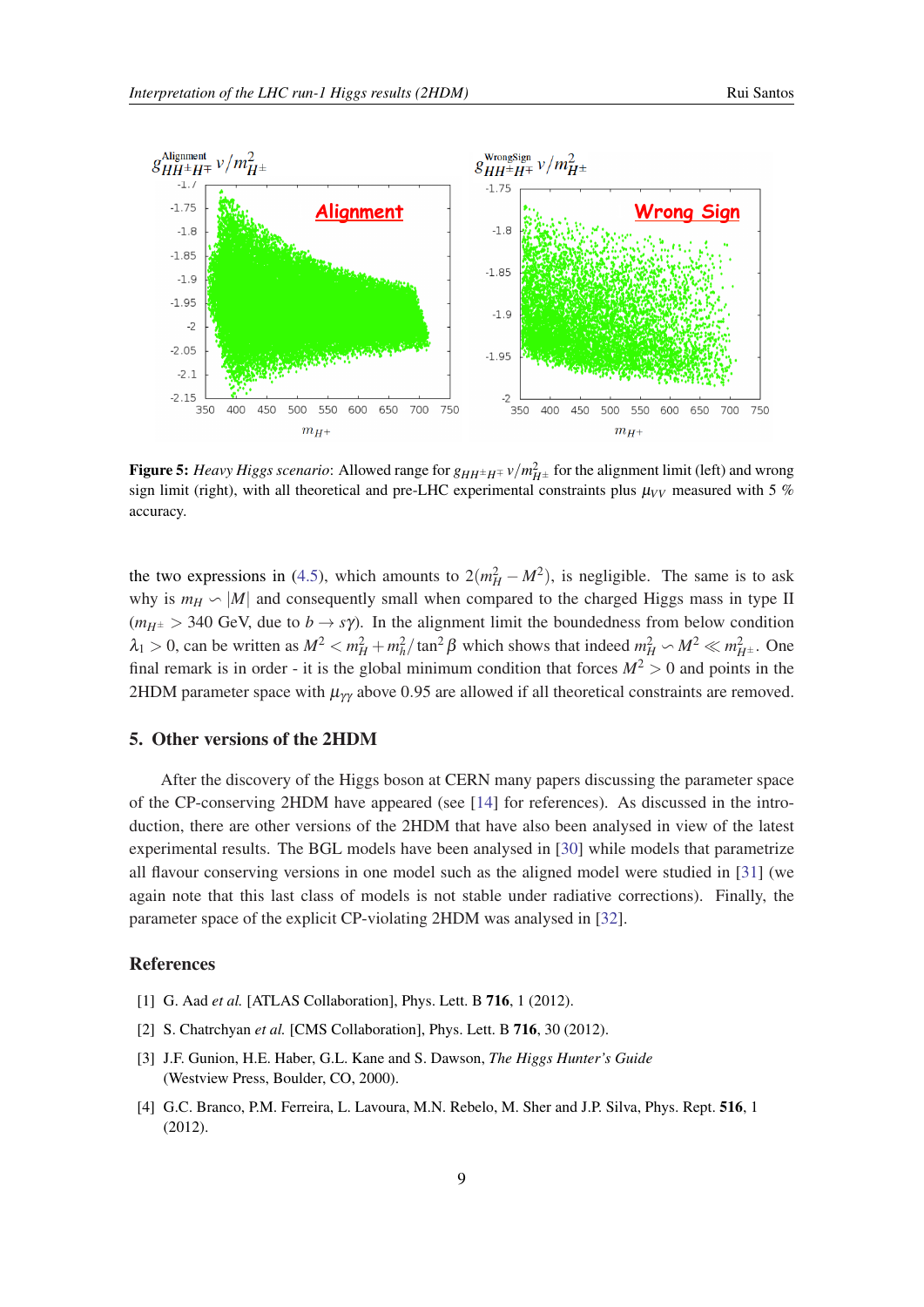**Figure 5:** *Heavy Higgs scenario*: Allowed range for $g_{HH^\pm H^\mp}\, v/m^2_{H^\pm}$ for the alignment limit (left) and wrong sign limit (right), with all theoretical and pre-LHC experimental constraints plus $\mu_{VV}$ measured with 5 % accuracy.

the two expressions in (4.5), which amounts to $2(m_H^2 - M^2)$, is negligible. The same is to ask why is $m_H \backsim |M|$ and consequently small when compared to the charged Higgs mass in type II ($m_{H^\pm} > 340$ GeV, due to $b \to s\gamma$). In the alignment limit the boundedness from below condition $\lambda_1 > 0$, can be written as $M^2 < m_H^2 + m_h^2/\tan^2\beta$ which shows that indeed $m_H^2 \backsim M^2 \ll m_{H^\pm}^2$. One final remark is in order - it is the global minimum condition that forces $M^2 > 0$ and points in the 2HDM parameter space with $\mu_{\gamma\gamma}$ above 0.95 are allowed if all theoretical constraints are removed.

## 5. Other versions of the 2HDM

After the discovery of the Higgs boson at CERN many papers discussing the parameter space of the CP-conserving 2HDM have appeared (see [14] for references). As discussed in the introduction, there are other versions of the 2HDM that have also been analysed in view of the latest experimental results. The BGL models have been analysed in [30] while models that parametrize all flavour conserving versions in one model such as the aligned model were studied in [31] (we again note that this last class of models is not stable under radiative corrections). Finally, the parameter space of the explicit CP-violating 2HDM was analysed in [32].

## References

[1] G. Aad *et al.* [ATLAS Collaboration], Phys. Lett. B **716**, 1 (2012).

[2] S. Chatrchyan *et al.* [CMS Collaboration], Phys. Lett. B **716**, 30 (2012).

[3] J.F. Gunion, H.E. Haber, G.L. Kane and S. Dawson, *The Higgs Hunter's Guide* (Westview Press, Boulder, CO, 2000).

[4] G.C. Branco, P.M. Ferreira, L. Lavoura, M.N. Rebelo, M. Sher and J.P. Silva, Phys. Rept. **516**, 1 (2012).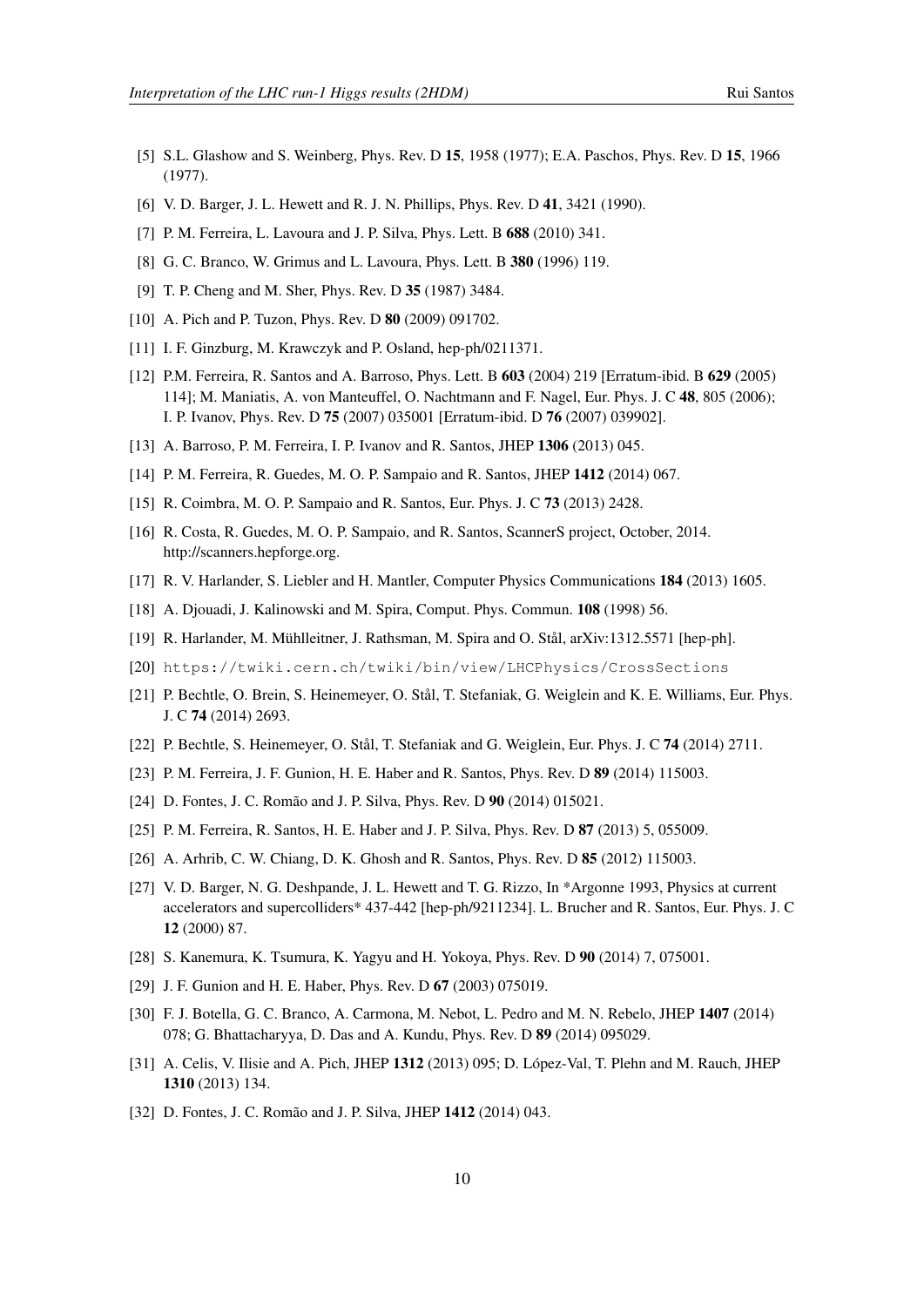[5] S.L. Glashow and S. Weinberg, Phys. Rev. D **15**, 1958 (1977); E.A. Paschos, Phys. Rev. D **15**, 1966 (1977).

[6] V. D. Barger, J. L. Hewett and R. J. N. Phillips, Phys. Rev. D **41**, 3421 (1990).

[7] P. M. Ferreira, L. Lavoura and J. P. Silva, Phys. Lett. B **688** (2010) 341.

[8] G. C. Branco, W. Grimus and L. Lavoura, Phys. Lett. B **380** (1996) 119.

[9] T. P. Cheng and M. Sher, Phys. Rev. D **35** (1987) 3484.

[10] A. Pich and P. Tuzon, Phys. Rev. D **80** (2009) 091702.

[11] I. F. Ginzburg, M. Krawczyk and P. Osland, hep-ph/0211371.

[12] P.M. Ferreira, R. Santos and A. Barroso, Phys. Lett. B **603** (2004) 219 [Erratum-ibid. B **629** (2005) 114]; M. Maniatis, A. von Manteuffel, O. Nachtmann and F. Nagel, Eur. Phys. J. C **48**, 805 (2006); I. P. Ivanov, Phys. Rev. D **75** (2007) 035001 [Erratum-ibid. D **76** (2007) 039902].

[13] A. Barroso, P. M. Ferreira, I. P. Ivanov and R. Santos, JHEP **1306** (2013) 045.

[14] P. M. Ferreira, R. Guedes, M. O. P. Sampaio and R. Santos, JHEP **1412** (2014) 067.

[15] R. Coimbra, M. O. P. Sampaio and R. Santos, Eur. Phys. J. C **73** (2013) 2428.

[16] R. Costa, R. Guedes, M. O. P. Sampaio, and R. Santos, ScannerS project, October, 2014. http://scanners.hepforge.org.

[17] R. V. Harlander, S. Liebler and H. Mantler, Computer Physics Communications **184** (2013) 1605.

[18] A. Djouadi, J. Kalinowski and M. Spira, Comput. Phys. Commun. **108** (1998) 56.

[19] R. Harlander, M. Mühlleitner, J. Rathsman, M. Spira and O. Stål, arXiv:1312.5571 [hep-ph].

[20] `https://twiki.cern.ch/twiki/bin/view/LHCPhysics/CrossSections`

[21] P. Bechtle, O. Brein, S. Heinemeyer, O. Stål, T. Stefaniak, G. Weiglein and K. E. Williams, Eur. Phys. J. C **74** (2014) 2693.

[22] P. Bechtle, S. Heinemeyer, O. Stål, T. Stefaniak and G. Weiglein, Eur. Phys. J. C **74** (2014) 2711.

[23] P. M. Ferreira, J. F. Gunion, H. E. Haber and R. Santos, Phys. Rev. D **89** (2014) 115003.

[24] D. Fontes, J. C. Romão and J. P. Silva, Phys. Rev. D **90** (2014) 015021.

[25] P. M. Ferreira, R. Santos, H. E. Haber and J. P. Silva, Phys. Rev. D **87** (2013) 5, 055009.

[26] A. Arhrib, C. W. Chiang, D. K. Ghosh and R. Santos, Phys. Rev. D **85** (2012) 115003.

[27] V. D. Barger, N. G. Deshpande, J. L. Hewett and T. G. Rizzo, In *Argonne 1993, Physics at current accelerators and supercolliders* 437-442 [hep-ph/9211234]. L. Brucher and R. Santos, Eur. Phys. J. C **12** (2000) 87.

[28] S. Kanemura, K. Tsumura, K. Yagyu and H. Yokoya, Phys. Rev. D **90** (2014) 7, 075001.

[29] J. F. Gunion and H. E. Haber, Phys. Rev. D **67** (2003) 075019.

[30] F. J. Botella, G. C. Branco, A. Carmona, M. Nebot, L. Pedro and M. N. Rebelo, JHEP **1407** (2014) 078; G. Bhattacharyya, D. Das and A. Kundu, Phys. Rev. D **89** (2014) 095029.

[31] A. Celis, V. Ilisie and A. Pich, JHEP **1312** (2013) 095; D. López-Val, T. Plehn and M. Rauch, JHEP **1310** (2013) 134.

[32] D. Fontes, J. C. Romão and J. P. Silva, JHEP **1412** (2014) 043.